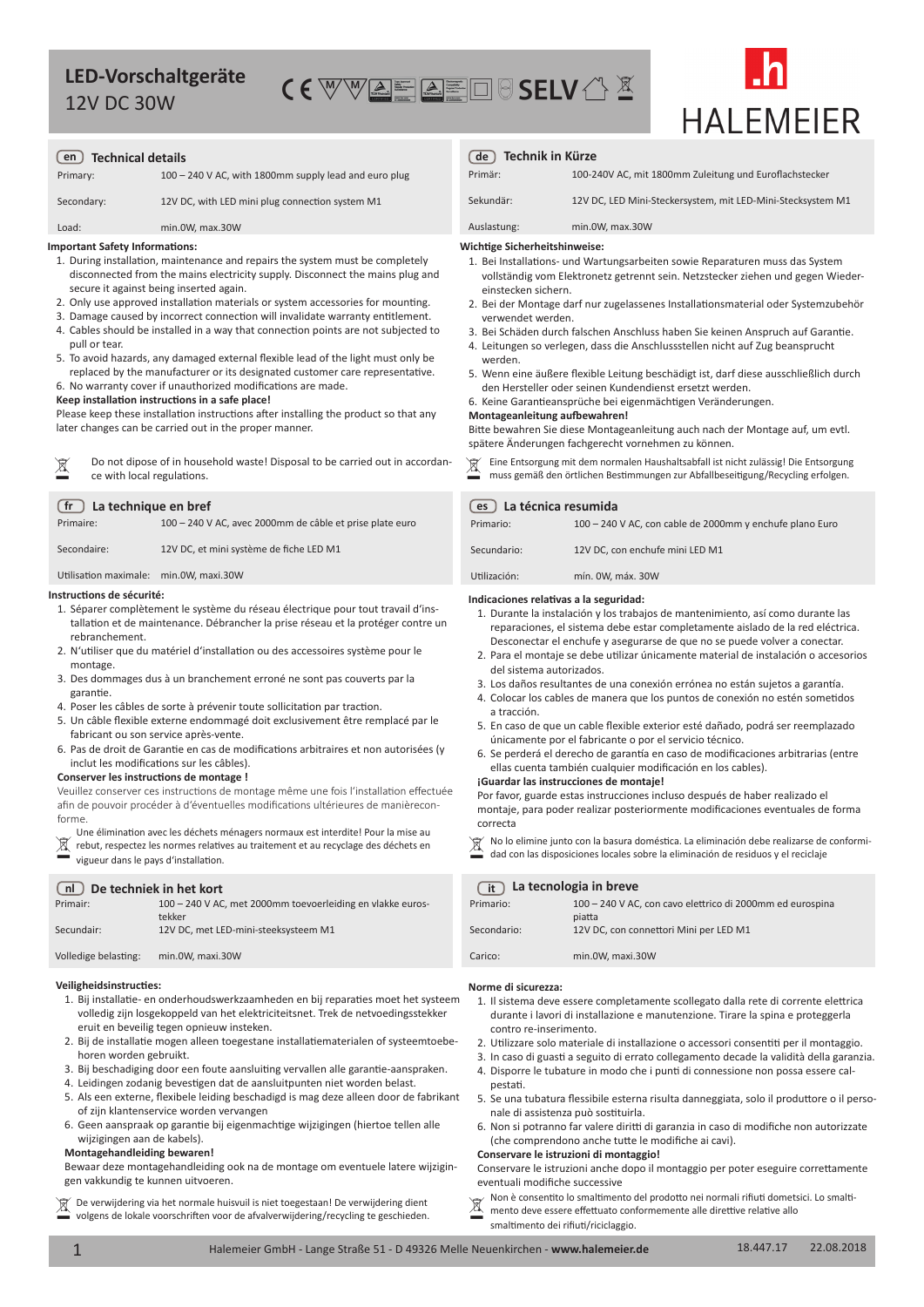# LED-Vorschaltgeräte
12V DC 30W

CE SELV

HALEMEIER

## en Technical details

| | |
|---|---|
| Primary: | 100 – 240 V AC, with 1800mm supply lead and euro plug |
| Secondary: | 12V DC, with LED mini plug connection system M1 |
| Load: | min.0W, max.30W |

**Important Safety Informations:**

1. During installation, maintenance and repairs the system must be completely disconnected from the mains electricity supply. Disconnect the mains plug and secure it against being inserted again.
2. Only use approved installation materials or system accessories for mounting.
3. Damage caused by incorrect connection will invalidate warranty entitlement.
4. Cables should be installed in a way that connection points are not subjected to pull or tear.
5. To avoid hazards, any damaged external flexible lead of the light must only be replaced by the manufacturer or its designated customer care representative.
6. No warranty cover if unauthorized modifications are made.

**Keep installation instructions in a safe place!**

Please keep these installation instructions after installing the product so that any later changes can be carried out in the proper manner.

Do not dipose of in household waste! Disposal to be carried out in accordance with local regulations.

## de Technik in Kürze

| | |
|---|---|
| Primär: | 100-240V AC, mit 1800mm Zuleitung und Euroflachstecker |
| Sekundär: | 12V DC, LED Mini-Steckersystem, mit LED-Mini-Stecksystem M1 |
| Auslastung: | min.0W, max.30W |

**Wichtige Sicherheitshinweise:**

1. Bei Installations- und Wartungsarbeiten sowie Reparaturen muss das System vollständig vom Elektronetz getrennt sein. Netzstecker ziehen und gegen Wiedereinstecken sichern.
2. Bei der Montage darf nur zugelassenes Installationsmaterial oder Systemzubehör verwendet werden.
3. Bei Schäden durch falschen Anschluss haben Sie keinen Anspruch auf Garantie.
4. Leitungen so verlegen, dass die Anschlussstellen nicht auf Zug beansprucht werden.
5. Wenn eine äußere flexible Leitung beschädigt ist, darf diese ausschließlich durch den Hersteller oder seinen Kundendienst ersetzt werden.
6. Keine Garantieansprüche bei eigenmächtigen Veränderungen.

**Montageanleitung aufbewahren!**

Bitte bewahren Sie diese Montageanleitung auch nach der Montage auf, um evtl. spätere Änderungen fachgerecht vornehmen zu können.

Eine Entsorgung mit dem normalen Haushaltsabfall ist nicht zulässig! Die Entsorgung muss gemäß den örtlichen Bestimmungen zur Abfallbeseitigung/Recycling erfolgen.

## fr La technique en bref

| | |
|---|---|
| Primaire: | 100 – 240 V AC, avec 2000mm de câble et prise plate euro |
| Secondaire: | 12V DC, et mini système de fiche LED M1 |
| Utilisation maximale: | min.0W, maxi.30W |

**Instructions de sécurité:**

1. Séparer complètement le système du réseau électrique pour tout travail d'installation et de maintenance. Débrancher la prise réseau et la protéger contre un rebranchement.
2. N'utiliser que du matériel d'installation ou des accessoires système pour le montage.
3. Des dommages dus à un branchement erroné ne sont pas couverts par la garantie.
4. Poser les câbles de sorte à prévenir toute sollicitation par traction.
5. Un câble flexible externe endommagé doit exclusivement être remplacé par le fabricant ou son service après-vente.
6. Pas de droit de Garantie en cas de modifications arbitraires et non autorisées (y inclut les modifications sur les câbles).

**Conserver les instructions de montage !**

Veuillez conserver ces instructions de montage même une fois l'installation effectuée afin de pouvoir procéder à d'éventuelles modifications ultérieures de manièrecon-forme.

Une élimination avec les déchets ménagers normaux est interdite! Pour la mise au rebut, respectez les normes relatives au traitement et au recyclage des déchets en vigueur dans le pays d'installation.

## es La técnica resumida

| | |
|---|---|
| Primario: | 100 – 240 V AC, con cable de 2000mm y enchufe plano Euro |
| Secundario: | 12V DC, con enchufe mini LED M1 |
| Utilización: | mín. 0W, máx. 30W |

**Indicaciones relativas a la seguridad:**

1. Durante la instalación y los trabajos de mantenimiento, así como durante las reparaciones, el sistema debe estar completamente aislado de la red eléctrica. Desconectar el enchufe y asegurarse de que no se puede volver a conectar.
2. Para el montaje se debe utilizar únicamente material de instalación o accesorios del sistema autorizados.
3. Los daños resultantes de una conexión errónea no están sujetos a garantía.
4. Colocar los cables de manera que los puntos de conexión no estén sometidos a tracción.
5. En caso de que un cable flexible exterior esté dañado, podrá ser reemplazado únicamente por el fabricante o por el servicio técnico.
6. Se perderá el derecho de garantía en caso de modificaciones arbitrarias (entre ellas cuenta también cualquier modificación en los cables).

**¡Guardar las instrucciones de montaje!**

Por favor, guarde estas instrucciones incluso después de haber realizado el montaje, para poder realizar posteriormente modificaciones eventuales de forma correcta

No lo elimine junto con la basura doméstica. La eliminación debe realizarse de conformidad con las disposiciones locales sobre la eliminación de residuos y el reciclaje

## nl De techniek in het kort

| | |
|---|---|
| Primair: | 100 – 240 V AC, met 2000mm toevoerleiding en vlakke eurostekker |
| Secundair: | 12V DC, met LED-mini-steeksysteem M1 |
| Volledige belasting: | min.0W, maxi.30W |

**Veiligheidsinstructies:**

1. Bij installatie- en onderhoudswerkzaamheden en bij reparaties moet het systeem volledig zijn losgekoppeld van het elektriciteitsnet. Trek de netvoedingsstekker eruit en beveilig tegen opnieuw insteken.
2. Bij de installatie mogen alleen toegestane installatiematerialen of systeemtoebehoren worden gebruikt.
3. Bij beschadiging door een foute aansluiting vervallen alle garantie-aanspraken.
4. Leidingen zodanig bevestigen dat de aansluitpunten niet worden belast.
5. Als een externe, flexibele leiding beschadigd is mag deze alleen door de fabrikant of zijn klantenservice worden vervangen
6. Geen aanspraak op garantie bij eigenmachtige wijzigingen (hiertoe tellen alle wijzigingen aan de kabels).

**Montagehandleiding bewaren!**

Bewaar deze montagehandleiding ook na de montage om eventuele latere wijzigingen vakkundig te kunnen uitvoeren.

De verwijdering via het normale huisvuil is niet toegestaan! De verwijdering dient volgens de lokale voorschriften voor de afvalverwijdering/recycling te geschieden.

## it La tecnologia in breve

| | |
|---|---|
| Primario: | 100 – 240 V AC, con cavo elettrico di 2000mm ed eurospina piatta |
| Secondario: | 12V DC, con connettori Mini per LED M1 |
| Carico: | min.0W, maxi.30W |

**Norme di sicurezza:**

1. Il sistema deve essere completamente scollegato dalla rete di corrente elettrica durante i lavori di installazione e manutenzione. Tirare la spina e proteggerla contro il re-inserimento.
2. Utilizzare solo materiale di installazione o accessori consentiti per il montaggio.
3. In caso di guasti a seguito di errato collegamento decade la validità della garanzia.
4. Disporre le tubature in modo che i punti di connessione non possa essere calpestati.
5. Se una tubatura flessibile esterna risulta danneggiata, solo il produttore o il personale di assistenza può sostituirla.
6. Non si potranno far valere diritti di garanzia in caso di modifiche non autorizzate (che comprendono anche tutte le modifiche ai cavi).

**Conservare le istruzioni di montaggio!**

Conservare le istruzioni anche dopo il montaggio per poter eseguire correttamente eventuali modifiche successive

Non è consentito lo smaltimento del prodotto nei normali rifiuti dometsici. Lo smaltimento deve essere effettuato conformemente alle direttive relative allo smaltimento dei rifiuti/riciclaggio.

Halemeier GmbH - Lange Straße 51 - D 49326 Melle Neuenkirchen - **www.halemeier.de** 18.447.17 22.08.2018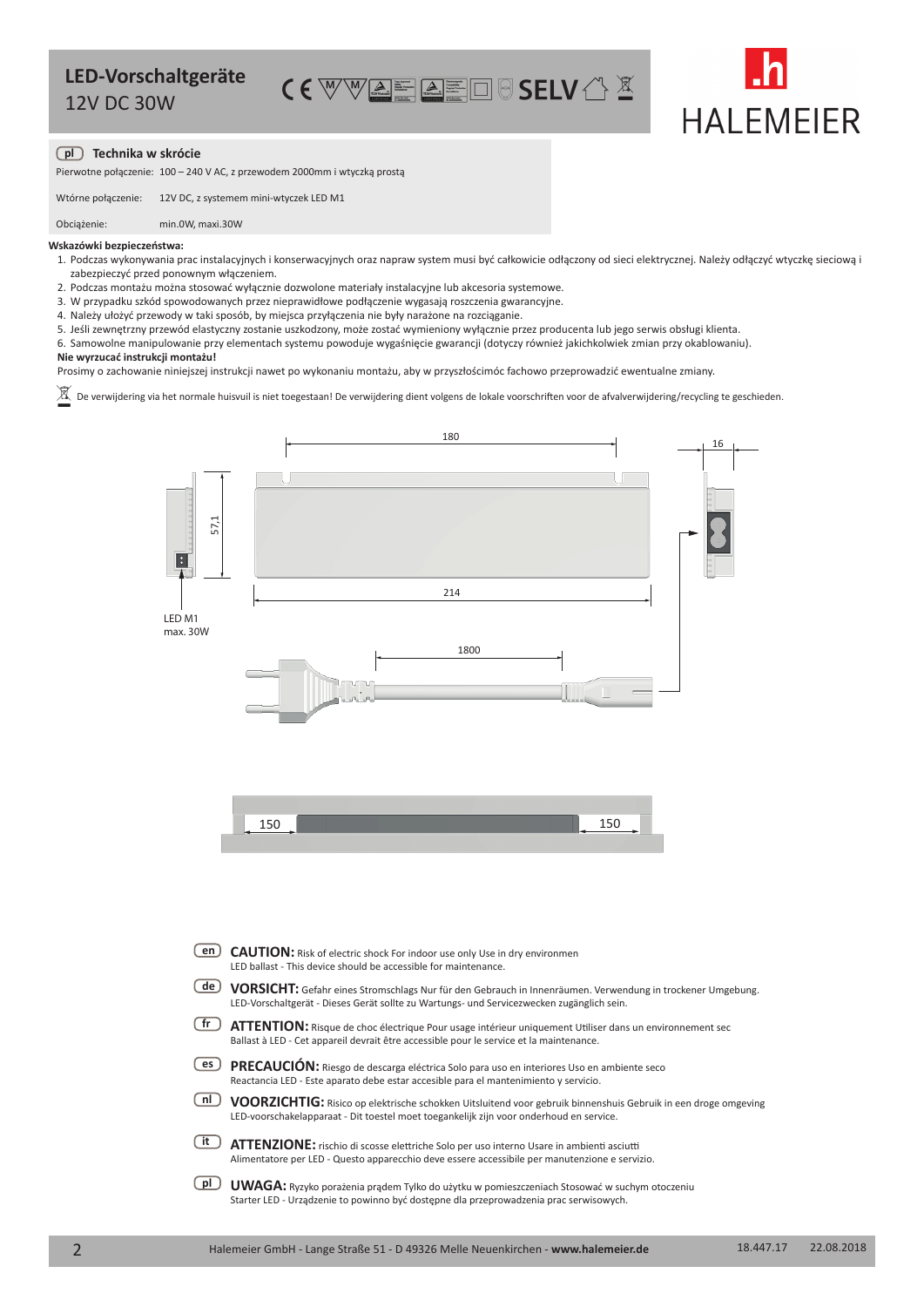# LED-Vorschaltgeräte
12V DC 30W

SELV

HALEMEIER

## (pl) Technika w skrócie

| | |
|---|---|
| Pierwotne połączenie: | 100 – 240 V AC, z przewodem 2000mm i wtyczką prostą |
| Wtórne połączenie: | 12V DC, z systemem mini-wtyczek LED M1 |
| Obciążenie: | min.0W, maxi.30W |

**Wskazówki bezpieczeństwa:**

1. Podczas wykonywania prac instalacyjnych i konserwacyjnych oraz napraw system musi być całkowicie odłączony od sieci elektrycznej. Należy odłączyć wtyczkę sieciową i zabezpieczyć przed ponownym włączeniem.
2. Podczas montażu można stosować wyłącznie dozwolone materiały instalacyjne lub akcesoria systemowe.
3. W przypadku szkód spowodowanych przez nieprawidłowe podłączenie wygasają roszczenia gwarancyjne.
4. Należy ułożyć przewody w taki sposób, by miejsca przyłączenia nie były narażone na rozciąganie.
5. Jeśli zewnętrzny przewód elastyczny zostanie uszkodzony, może zostać wymieniony wyłącznie przez producenta lub jego serwis obsługi klienta.
6. Samowolne manipulowanie przy elementach systemu powoduje wygaśnięcie gwarancji (dotyczy również jakichkolwiek zmian przy okablowaniu).

**Nie wyrzucać instrukcji montażu!**

Prosimy o zachowanie niniejszej instrukcji nawet po wykonaniu montażu, aby w przyszłościmóc fachowo przeprowadzić ewentualne zmiany.

De verwijdering via het normale huisvuil is niet toegestaan! De verwijdering dient volgens de lokale voorschriften voor de afvalverwijdering/recycling te geschieden.

180
16
57,1
214
LED M1
max. 30W
1800
150
150

(en) **CAUTION:** Risk of electric shock For indoor use only Use in dry environmen
LED ballast - This device should be accessible for maintenance.

(de) **VORSICHT:** Gefahr eines Stromschlags Nur für den Gebrauch in Innenräumen. Verwendung in trockener Umgebung.
LED-Vorschaltgerät - Dieses Gerät sollte zu Wartungs- und Servicezwecken zugänglich sein.

(fr) **ATTENTION:** Risque de choc électrique Pour usage intérieur uniquement Utiliser dans un environnement sec
Ballast à LED - Cet appareil devrait être accessible pour le service et la maintenance.

(es) **PRECAUCIÓN:** Riesgo de descarga eléctrica Solo para uso en interiores Uso en ambiente seco
Reactancia LED - Este aparato debe estar accesible para el mantenimiento y servicio.

(nl) **VOORZICHTIG:** Risico op elektrische schokken Uitsluitend voor gebruik binnenshuis Gebruik in een droge omgeving
LED-voorschakelapparaat - Dit toestel moet toegankelijk zijn voor onderhoud en service.

(it) **ATTENZIONE:** rischio di scosse elettriche Solo per uso interno Usare in ambienti asciutti
Alimentatore per LED - Questo apparecchio deve essere accessibile per manutenzione e servizio.

(pl) **UWAGA:** Ryzyko porażenia prądem Tylko do użytku w pomieszczeniach Stosować w suchym otoczeniu
Starter LED - Urządzenie to powinno być dostępne dla przeprowadzenia prac serwisowych.

Halemeier GmbH - Lange Straße 51 - D 49326 Melle Neuenkirchen - **www.halemeier.de** 18.447.17 22.08.2018